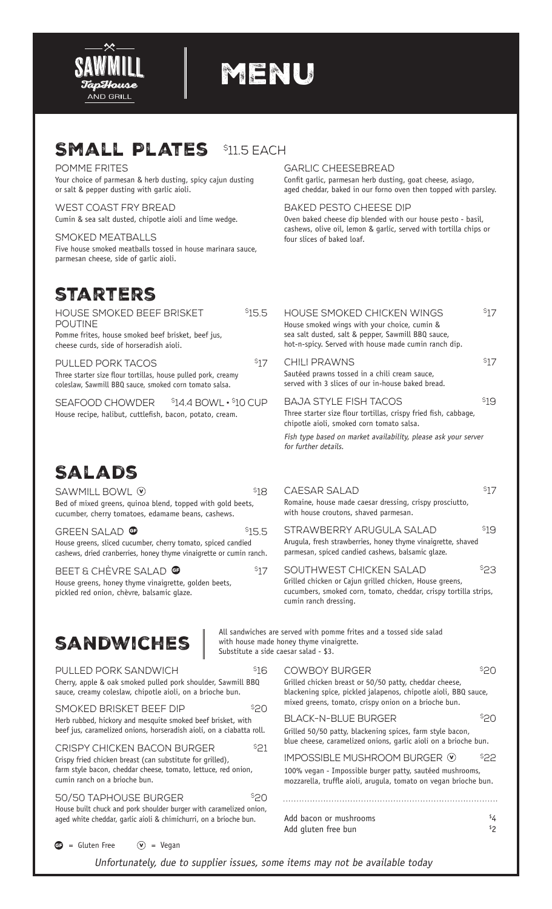SAWMILL TapHouse AND GRILL

# MENU

## SMALL PLATES $11.5 EACH

**POMME FRITES**
Your choice of parmesan & herb dusting, spicy cajun dusting or salt & pepper dusting with garlic aioli.

**WEST COAST FRY BREAD**
Cumin & sea salt dusted, chipotle aioli and lime wedge.

**SMOKED MEATBALLS**
Five house smoked meatballs tossed in house marinara sauce, parmesan cheese, side of garlic aioli.

**GARLIC CHEESEBREAD**
Confit garlic, parmesan herb dusting, goat cheese, asiago, aged cheddar, baked in our forno oven then topped with parsley.

**BAKED PESTO CHEESE DIP**
Oven baked cheese dip blended with our house pesto - basil, cashews, olive oil, lemon & garlic, served with tortilla chips or four slices of baked loaf.

## STARTERS

**HOUSE SMOKED BEEF BRISKET POUTINE** $15.5
Pomme frites, house smoked beef brisket, beef jus, cheese curds, side of horseradish aioli.

**PULLED PORK TACOS** $17
Three starter size flour tortillas, house pulled pork, creamy coleslaw, Sawmill BBQ sauce, smoked corn tomato salsa.

**SEAFOOD CHOWDER** $14.4 BOWL • $10 CUP
House recipe, halibut, cuttlefish, bacon, potato, cream.

**HOUSE SMOKED CHICKEN WINGS** $17
House smoked wings with your choice, cumin & sea salt dusted, salt & pepper, Sawmill BBQ sauce, hot-n-spicy. Served with house made cumin ranch dip.

**CHILI PRAWNS** $17
Sautéed prawns tossed in a chili cream sauce, served with 3 slices of our in-house baked bread.

**BAJA STYLE FISH TACOS** $19
Three starter size flour tortillas, crispy fried fish, cabbage, chipotle aioli, smoked corn tomato salsa.

*Fish type based on market availability, please ask your server for further details.*

## SALADS

**SAWMILL BOWL** (V) $18
Bed of mixed greens, quinoa blend, topped with gold beets, cucumber, cherry tomatoes, edamame beans, cashews.

**GREEN SALAD** (GF) $15.5
House greens, sliced cucumber, cherry tomato, spiced candied cashews, dried cranberries, honey thyme vinaigrette or cumin ranch.

**BEET & CHÈVRE SALAD** (GF) $17
House greens, honey thyme vinaigrette, golden beets, pickled red onion, chèvre, balsamic glaze.

**CAESAR SALAD** $17
Romaine, house made caesar dressing, crispy prosciutto, with house croutons, shaved parmesan.

**STRAWBERRY ARUGULA SALAD** $19
Arugula, fresh strawberries, honey thyme vinaigrette, shaved parmesan, spiced candied cashews, balsamic glaze.

**SOUTHWEST CHICKEN SALAD** $23
Grilled chicken or Cajun grilled chicken, House greens, cucumbers, smoked corn, tomato, cheddar, crispy tortilla strips, cumin ranch dressing.

## SANDWICHES

All sandwiches are served with pomme frites and a tossed side salad with house made honey thyme vinaigrette.
Substitute a side caesar salad - $3.

**PULLED PORK SANDWICH** $16
Cherry, apple & oak smoked pulled pork shoulder, Sawmill BBQ sauce, creamy coleslaw, chipotle aioli, on a brioche bun.

**SMOKED BRISKET BEEF DIP** $20
Herb rubbed, hickory and mesquite smoked beef brisket, with beef jus, caramelized onions, horseradish aioli, on a ciabatta roll.

**CRISPY CHICKEN BACON BURGER** $21
Crispy fried chicken breast (can substitute for grilled), farm style bacon, cheddar cheese, tomato, lettuce, red onion, cumin ranch on a brioche bun.

**50/50 TAPHOUSE BURGER** $20
House built chuck and pork shoulder burger with caramelized onion, aged white cheddar, garlic aioli & chimichurri, on a brioche bun.

**COWBOY BURGER** $20
Grilled chicken breast or 50/50 patty, cheddar cheese, blackening spice, pickled jalapenos, chipotle aioli, BBQ sauce, mixed greens, tomato, crispy onion on a brioche bun.

**BLACK-N-BLUE BURGER** $20
Grilled 50/50 patty, blackening spices, farm style bacon, blue cheese, caramelized onions, garlic aioli on a brioche bun.

**IMPOSSIBLE MUSHROOM BURGER** (V) $22
100% vegan - Impossible burger patty, sautéed mushrooms, mozzarella, truffle aioli, arugula, tomato on vegan brioche bun.

Add bacon or mushrooms $4
Add gluten free bun $2

(GF) = Gluten Free (V) = Vegan

*Unfortunately, due to supplier issues, some items may not be available today*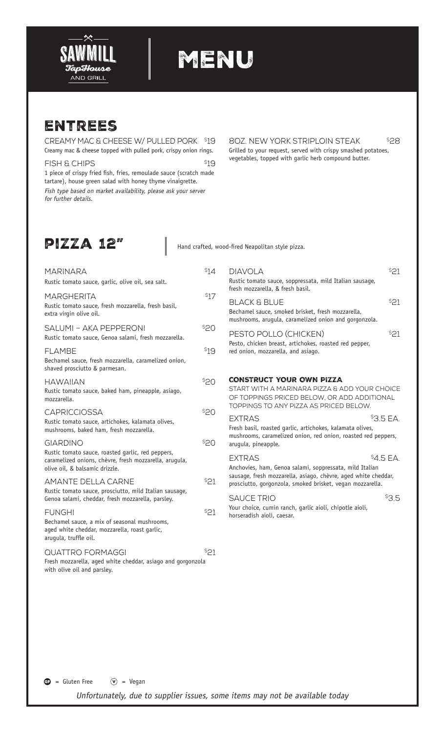# SAWMILL TapHouse AND GRILL

# MENU

## ENTREES

**CREAMY MAC & CHEESE W/ PULLED PORK** $19
Creamy mac & cheese topped with pulled pork, crispy onion rings.

**FISH & CHIPS** $19
1 piece of crispy fried fish, fries, remoulade sauce (scratch made tartare), house green salad with honey thyme vinaigrette.
*Fish type based on market availability, please ask your server for further details.*

**8OZ. NEW YORK STRIPLOIN STEAK** $28
Grilled to your request, served with crispy smashed potatoes, vegetables, topped with garlic herb compound butter.

## PIZZA 12"

Hand crafted, wood-fired Neapolitan style pizza.

**MARINARA** $14
Rustic tomato sauce, garlic, olive oil, sea salt.

**MARGHERITA** $17
Rustic tomato sauce, fresh mozzarella, fresh basil, extra virgin olive oil.

**SALUMI – AKA PEPPERONI** $20
Rustic tomato sauce, Genoa salami, fresh mozzarella.

**FLAMBE** $19
Bechamel sauce, fresh mozzarella, caramelized onion, shaved prosciutto & parmesan.

**HAWAIIAN** $20
Rustic tomato sauce, baked ham, pineapple, asiago, mozzarella.

**CAPRICCIOSSA** $20
Rustic tomato sauce, artichokes, kalamata olives, mushrooms, baked ham, fresh mozzarella.

**GIARDINO** $20
Rustic tomato sauce, roasted garlic, red peppers, caramelized onions, chèvre, fresh mozzarella, arugula, olive oil, & balsamic drizzle.

**AMANTE DELLA CARNE** $21
Rustic tomato sauce, prosciutto, mild Italian sausage, Genoa salami, cheddar, fresh mozzarella, parsley.

**FUNGHI** $21
Bechamel sauce, a mix of seasonal mushrooms, aged white cheddar, mozzarella, roast garlic, arugula, truffle oil.

**QUATTRO FORMAGGI** $21
Fresh mozzarella, aged white cheddar, asiago and gorgonzola with olive oil and parsley.

**DIAVOLA** $21
Rustic tomato sauce, soppressata, mild Italian sausage, fresh mozzarella, & fresh basil.

**BLACK & BLUE** $21
Bechamel sauce, smoked brisket, fresh mozzarella, mushrooms, arugula, caramelized onion and gorgonzola.

**PESTO POLLO (CHICKEN)** $21
Pesto, chicken breast, artichokes, roasted red pepper, red onion, mozzarella, and asiago.

### CONSTRUCT YOUR OWN PIZZA

START WITH A MARINARA PIZZA & ADD YOUR CHOICE OF TOPPINGS PRICED BELOW, OR ADD ADDITIONAL TOPPINGS TO ANY PIZZA AS PRICED BELOW.

**EXTRAS** $3.5 EA.
Fresh basil, roasted garlic, artichokes, kalamata olives, mushrooms, caramelized onion, red onion, roasted red peppers, arugula, pineapple.

**EXTRAS** $4.5 EA.
Anchovies, ham, Genoa salami, soppressata, mild Italian sausage, fresh mozzarella, asiago, chèvre, aged white cheddar, prosciutto, gorgonzola, smoked brisket, vegan mozzarella.

**SAUCE TRIO** $3.5
Your choice, cumin ranch, garlic aioli, chipotle aioli, horseradish aioli, caesar.

GF = Gluten Free   V = Vegan

*Unfortunately, due to supplier issues, some items may not be available today*